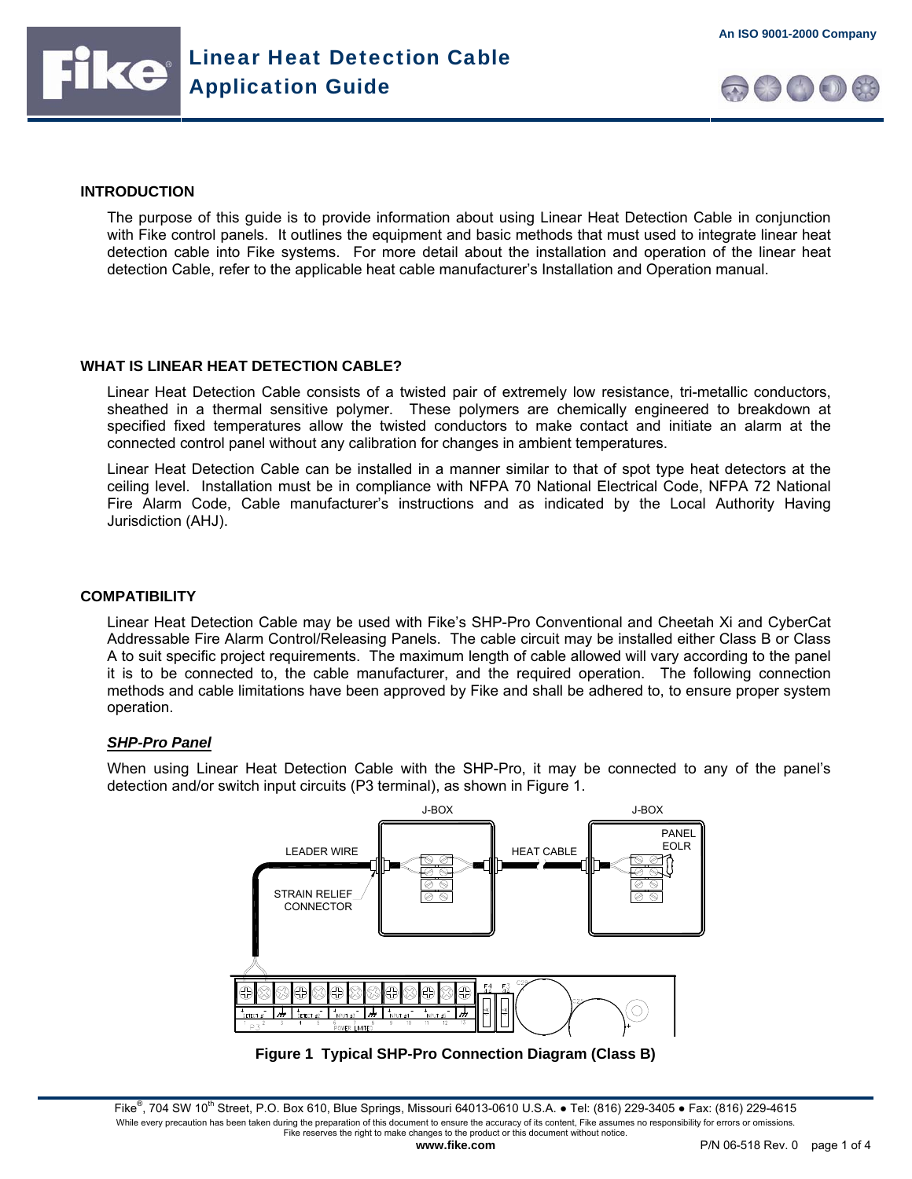# Linear Heat Detection Cable Application Guide

### INTRODUCTION

The purpose of this guide is to provide information about using Linear Heat Detection Cable in conjunction with Fike control panels. It outlines the equipment and basic methods that must used to integrate linear heat detection cable into Fike systems. For more detail about the installation and operation of the linear heat detection Cable, refer to the applicable heat cable manufacturer's Installation and Operation manual.

### WHAT IS LINEAR HEAT DETECTION CABLE?

Linear Heat Detection Cable consists of a twisted pair of extremely low resistance, tri-metallic conductors, sheathed in a thermal sensitive polymer. These polymers are chemically engineered to breakdown at specified fixed temperatures allow the twisted conductors to make contact and initiate an alarm at the connected control panel without any calibration for changes in ambient temperatures.

Linear Heat Detection Cable can be installed in a manner similar to that of spot type heat detectors at the ceiling level. Installation must be in compliance with NFPA 70 National Electrical Code, NFPA 72 National Fire Alarm Code, Cable manufacturer's instructions and as indicated by the Local Authority Having Jurisdiction (AHJ).

### COMPATIBILITY

Linear Heat Detection Cable may be used with Fike's SHP-Pro Conventional and Cheetah Xi and CyberCat Addressable Fire Alarm Control/Releasing Panels. The cable circuit may be installed either Class B or Class A to suit specific project requirements. The maximum length of cable allowed will vary according to the panel it is to be connected to, the cable manufacturer, and the required operation. The following connection methods and cable limitations have been approved by Fike and shall be adhered to, to ensure proper system operation.

***SHP-Pro Panel***

When using Linear Heat Detection Cable with the SHP-Pro, it may be connected to any of the panel's detection and/or switch input circuits (P3 terminal), as shown in Figure 1.

**Figure 1 Typical SHP-Pro Connection Diagram (Class B)**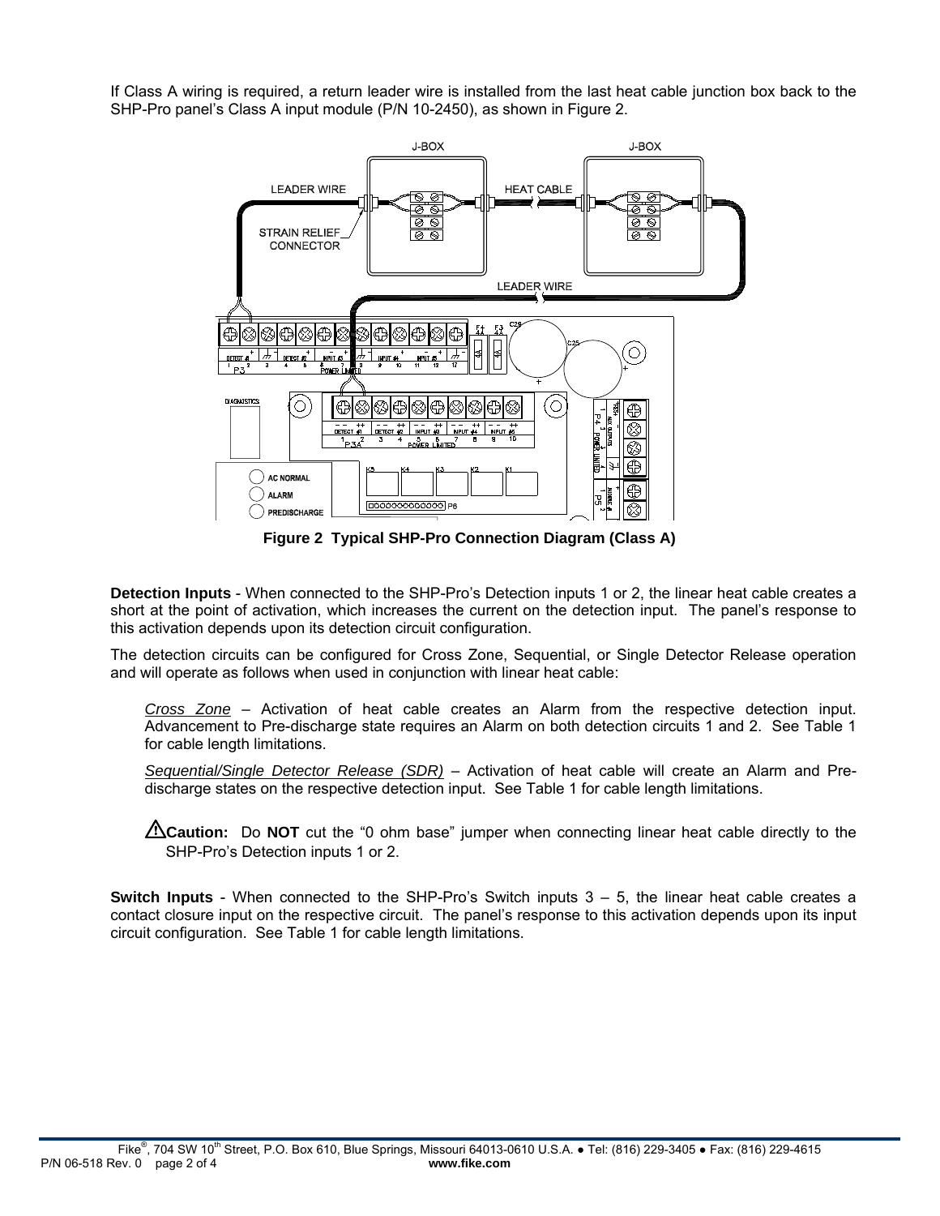If Class A wiring is required, a return leader wire is installed from the last heat cable junction box back to the SHP-Pro panel's Class A input module (P/N 10-2450), as shown in Figure 2.

**Figure 2 Typical SHP-Pro Connection Diagram (Class A)**

**Detection Inputs** - When connected to the SHP-Pro's Detection inputs 1 or 2, the linear heat cable creates a short at the point of activation, which increases the current on the detection input. The panel's response to this activation depends upon its detection circuit configuration.

The detection circuits can be configured for Cross Zone, Sequential, or Single Detector Release operation and will operate as follows when used in conjunction with linear heat cable:

*Cross Zone* – Activation of heat cable creates an Alarm from the respective detection input. Advancement to Pre-discharge state requires an Alarm on both detection circuits 1 and 2. See Table 1 for cable length limitations.

*Sequential/Single Detector Release (SDR)* – Activation of heat cable will create an Alarm and Pre-discharge states on the respective detection input. See Table 1 for cable length limitations.

⚠**Caution:** Do **NOT** cut the "0 ohm base" jumper when connecting linear heat cable directly to the SHP-Pro's Detection inputs 1 or 2.

**Switch Inputs** - When connected to the SHP-Pro's Switch inputs 3 – 5, the linear heat cable creates a contact closure input on the respective circuit. The panel's response to this activation depends upon its input circuit configuration. See Table 1 for cable length limitations.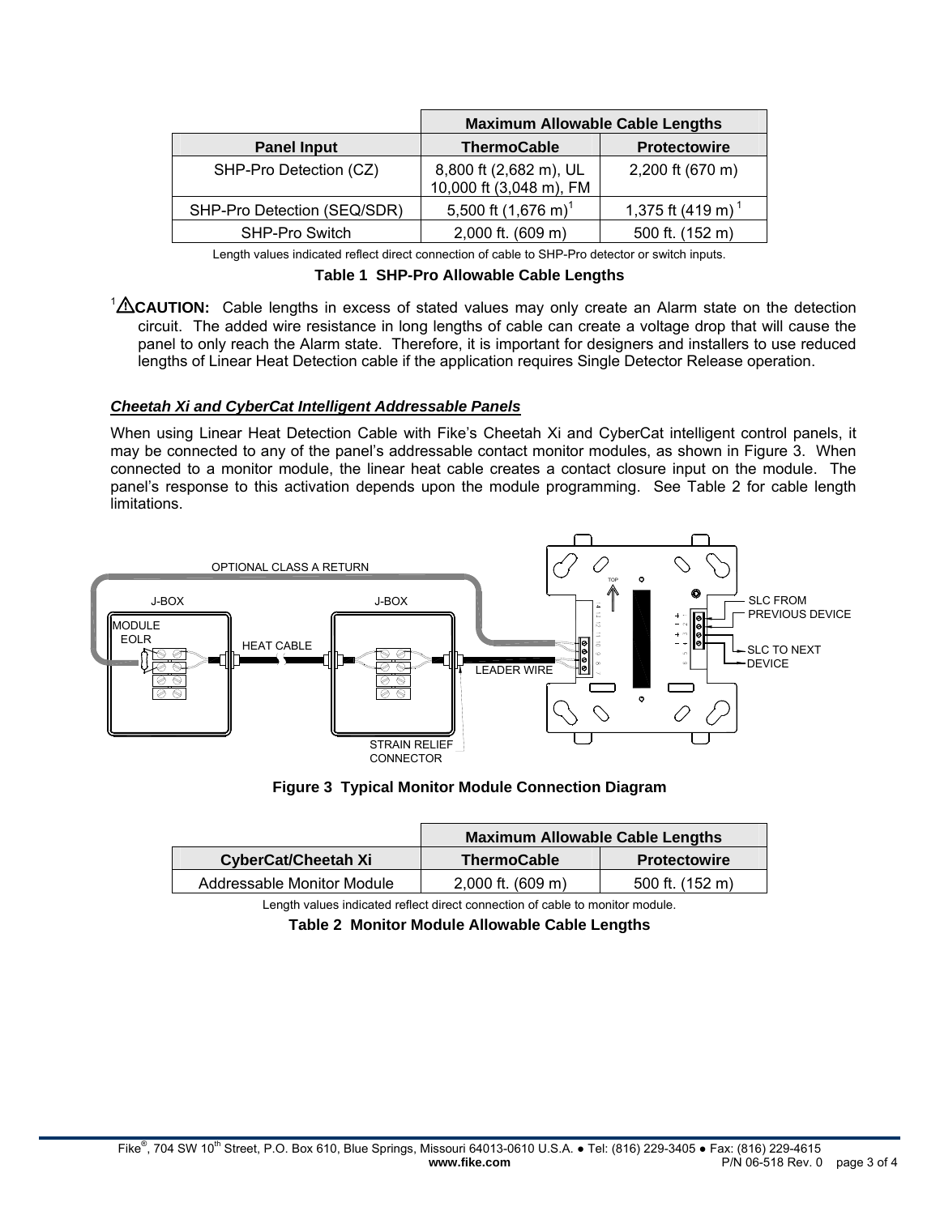| | Maximum Allowable Cable Lengths | |
|---|---|---|
| **Panel Input** | **ThermoCable** | **Protectowire** |
| SHP-Pro Detection (CZ) | 8,800 ft (2,682 m), UL 10,000 ft (3,048 m), FM | 2,200 ft (670 m) |
| SHP-Pro Detection (SEQ/SDR) | 5,500 ft (1,676 m)[1] | 1,375 ft (419 m)[1] |
| SHP-Pro Switch | 2,000 ft. (609 m) | 500 ft. (152 m) |

Length values indicated reflect direct connection of cable to SHP-Pro detector or switch inputs.

**Table 1 SHP-Pro Allowable Cable Lengths**

[1]⚠**CAUTION:** Cable lengths in excess of stated values may only create an Alarm state on the detection circuit. The added wire resistance in long lengths of cable can create a voltage drop that will cause the panel to only reach the Alarm state. Therefore, it is important for designers and installers to use reduced lengths of Linear Heat Detection cable if the application requires Single Detector Release operation.

### ***Cheetah Xi and CyberCat Intelligent Addressable Panels***

When using Linear Heat Detection Cable with Fike's Cheetah Xi and CyberCat intelligent control panels, it may be connected to any of the panel's addressable contact monitor modules, as shown in Figure 3. When connected to a monitor module, the linear heat cable creates a contact closure input on the module. The panel's response to this activation depends upon the module programming. See Table 2 for cable length limitations.

**Figure 3 Typical Monitor Module Connection Diagram**

| | Maximum Allowable Cable Lengths | |
|---|---|---|
| **CyberCat/Cheetah Xi** | **ThermoCable** | **Protectowire** |
| Addressable Monitor Module | 2,000 ft. (609 m) | 500 ft. (152 m) |

Length values indicated reflect direct connection of cable to monitor module.

**Table 2 Monitor Module Allowable Cable Lengths**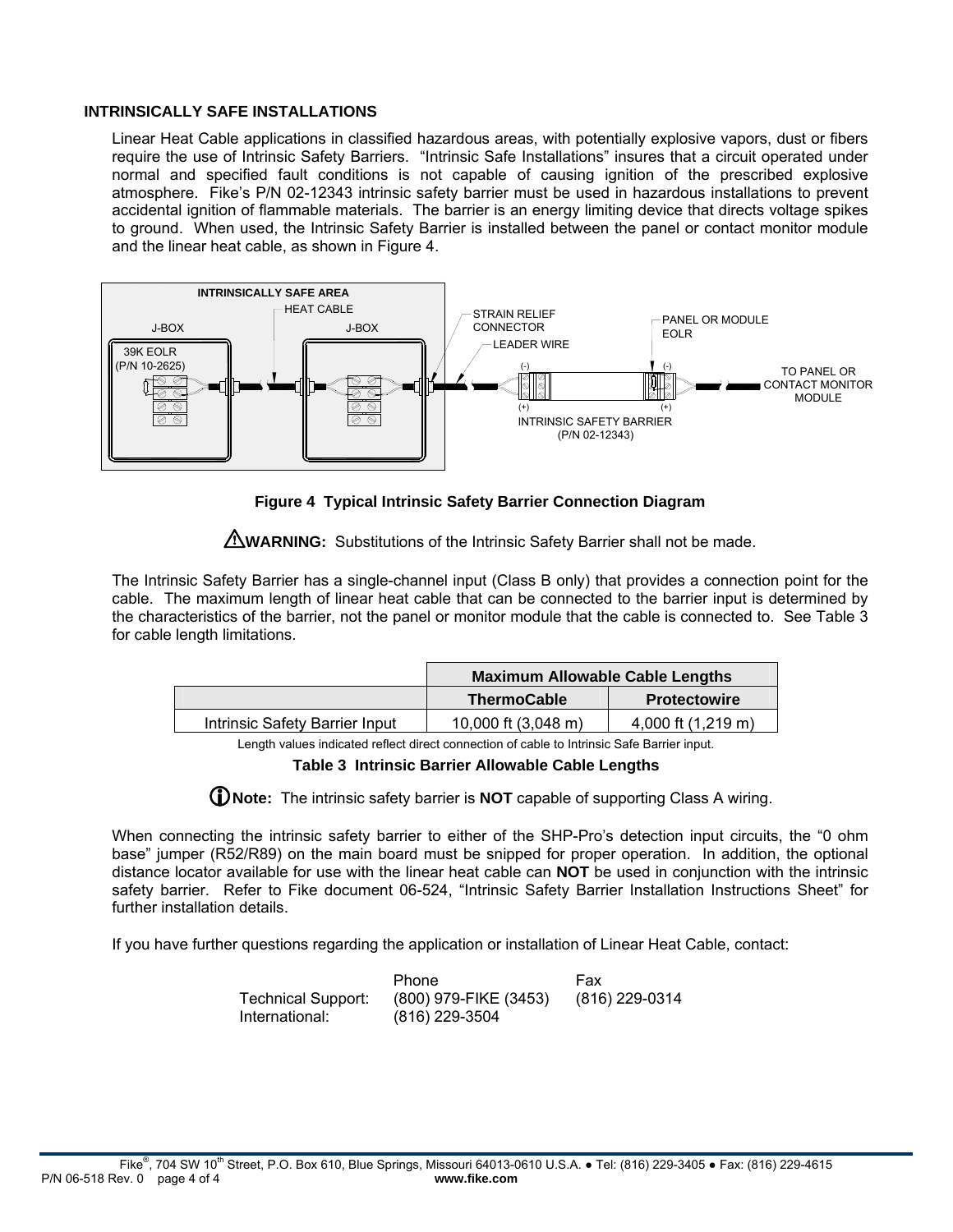## INTRINSICALLY SAFE INSTALLATIONS

Linear Heat Cable applications in classified hazardous areas, with potentially explosive vapors, dust or fibers require the use of Intrinsic Safety Barriers. "Intrinsic Safe Installations" insures that a circuit operated under normal and specified fault conditions is not capable of causing ignition of the prescribed explosive atmosphere. Fike's P/N 02-12343 intrinsic safety barrier must be used in hazardous installations to prevent accidental ignition of flammable materials. The barrier is an energy limiting device that directs voltage spikes to ground. When used, the Intrinsic Safety Barrier is installed between the panel or contact monitor module and the linear heat cable, as shown in Figure 4.

INTRINSICALLY SAFE AREA
HEAT CABLE
J-BOX
J-BOX
39K EOLR
(P/N 10-2625)
STRAIN RELIEF CONNECTOR
LEADER WIRE
PANEL OR MODULE EOLR
(-)
(-)
(+)
(+)
INTRINSIC SAFETY BARRIER
(P/N 02-12343)
TO PANEL OR CONTACT MONITOR MODULE

**Figure 4 Typical Intrinsic Safety Barrier Connection Diagram**

⚠**WARNING:** Substitutions of the Intrinsic Safety Barrier shall not be made.

The Intrinsic Safety Barrier has a single-channel input (Class B only) that provides a connection point for the cable. The maximum length of linear heat cable that can be connected to the barrier input is determined by the characteristics of the barrier, not the panel or monitor module that the cable is connected to. See Table 3 for cable length limitations.

| | Maximum Allowable Cable Lengths | |
|---|---|---|
| | **ThermoCable** | **Protectowire** |
| Intrinsic Safety Barrier Input | 10,000 ft (3,048 m) | 4,000 ft (1,219 m) |

Length values indicated reflect direct connection of cable to Intrinsic Safe Barrier input.

**Table 3 Intrinsic Barrier Allowable Cable Lengths**

**Note:** The intrinsic safety barrier is **NOT** capable of supporting Class A wiring.

When connecting the intrinsic safety barrier to either of the SHP-Pro's detection input circuits, the "0 ohm base" jumper (R52/R89) on the main board must be snipped for proper operation. In addition, the optional distance locator available for use with the linear heat cable can **NOT** be used in conjunction with the intrinsic safety barrier. Refer to Fike document 06-524, "Intrinsic Safety Barrier Installation Instructions Sheet" for further installation details.

If you have further questions regarding the application or installation of Linear Heat Cable, contact:

| | Phone | Fax |
|---|---|---|
| Technical Support: | (800) 979-FIKE (3453) | (816) 229-0314 |
| International: | (816) 229-3504 | |